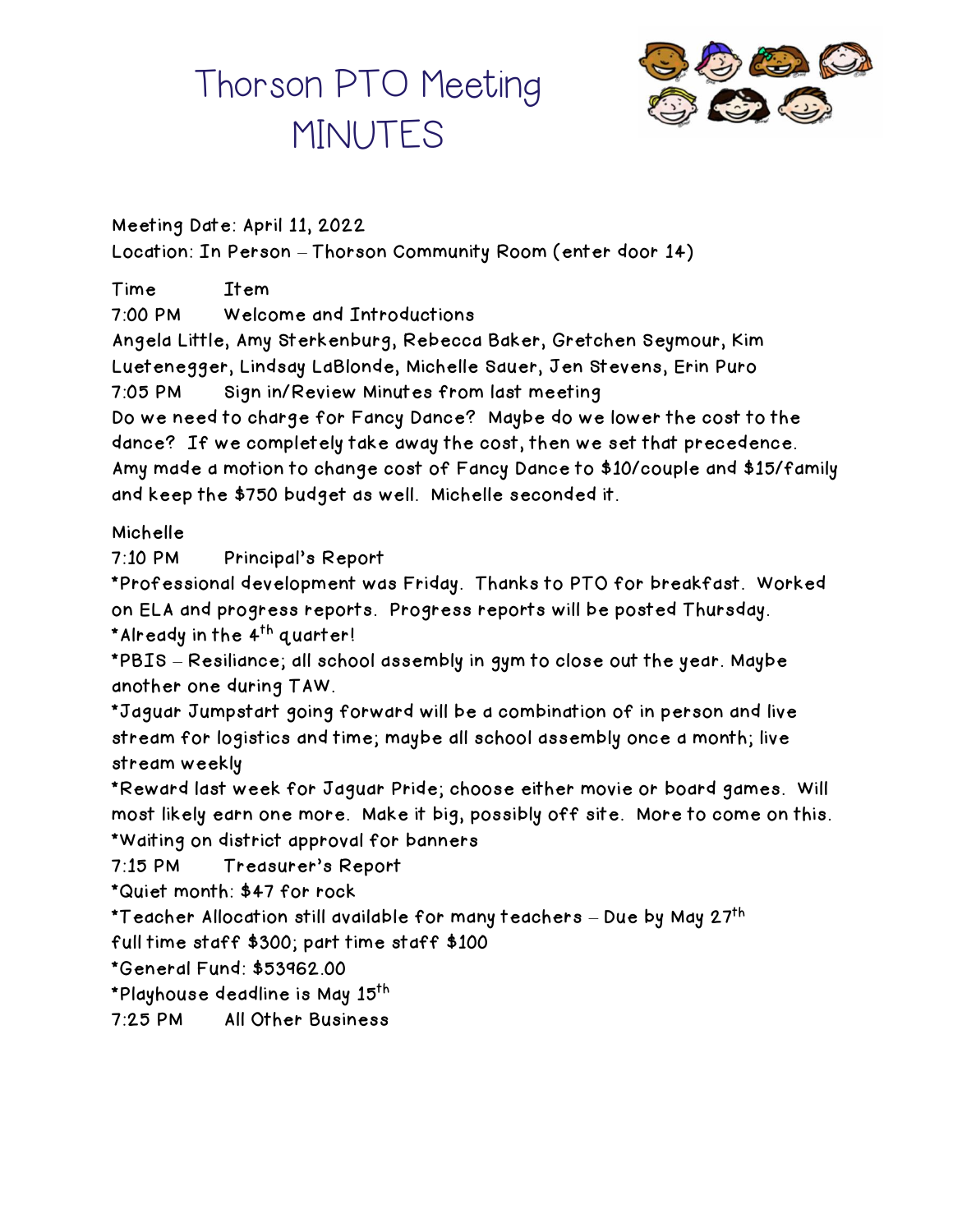# Thorson PTO Meeting MINUTES

Meeting Date: April 11, 2022
Location: In Person – Thorson Community Room (enter door 14)

Time Item

7:00 PM Welcome and Introductions

Angela Little, Amy Sterkenburg, Rebecca Baker, Gretchen Seymour, Kim Luetenegger, Lindsay LaBlonde, Michelle Sauer, Jen Stevens, Erin Puro

7:05 PM Sign in/Review Minutes from last meeting

Do we need to charge for Fancy Dance? Maybe do we lower the cost to the dance? If we completely take away the cost, then we set that precedence. Amy made a motion to change cost of Fancy Dance to $10/couple and $15/family and keep the $750 budget as well. Michelle seconded it.

Michelle

7:10 PM Principal's Report

*Professional development was Friday. Thanks to PTO for breakfast. Worked on ELA and progress reports. Progress reports will be posted Thursday.

*Already in the 4th quarter!

*PBIS – Resiliance; all school assembly in gym to close out the year. Maybe another one during TAW.

*Jaguar Jumpstart going forward will be a combination of in person and live stream for logistics and time; maybe all school assembly once a month; live stream weekly

*Reward last week for Jaguar Pride; choose either movie or board games. Will most likely earn one more. Make it big, possibly off site. More to come on this.

*Waiting on district approval for banners

7:15 PM Treasurer's Report

*Quiet month: $47 for rock

*Teacher Allocation still available for many teachers – Due by May 27th
full time staff $300; part time staff $100

*General Fund: $53962.00

*Playhouse deadline is May 15th

7:25 PM All Other Business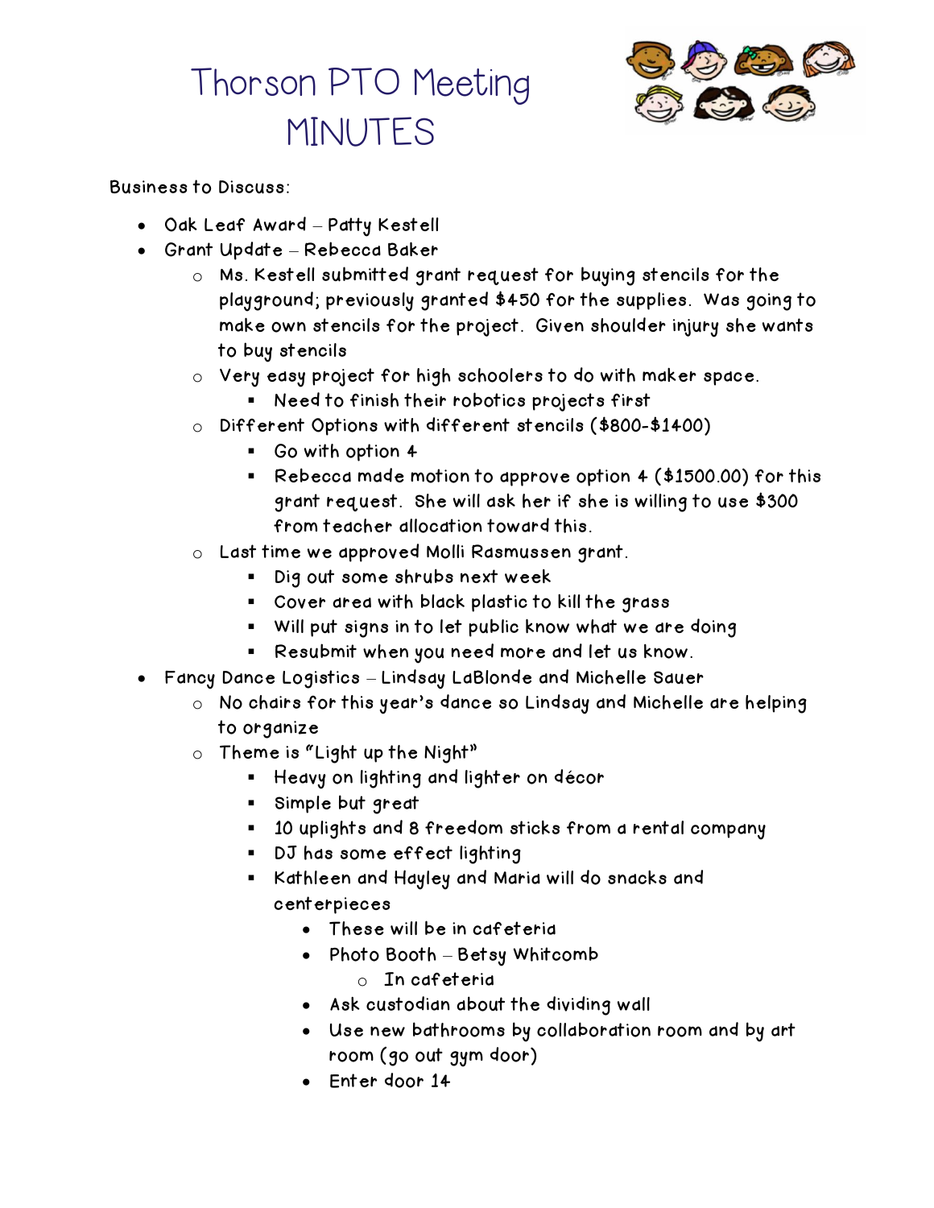# Thorson PTO Meeting MINUTES

Business to Discuss:

- Oak Leaf Award – Patty Kestell
- Grant Update – Rebecca Baker
  - Ms. Kestell submitted grant request for buying stencils for the playground; previously granted $450 for the supplies. Was going to make own stencils for the project. Given shoulder injury she wants to buy stencils
  - Very easy project for high schoolers to do with maker space.
    - Need to finish their robotics projects first
  - Different Options with different stencils ($800-$1400)
    - Go with option 4
    - Rebecca made motion to approve option 4 ($1500.00) for this grant request. She will ask her if she is willing to use $300 from teacher allocation toward this.
  - Last time we approved Molli Rasmussen grant.
    - Dig out some shrubs next week
    - Cover area with black plastic to kill the grass
    - Will put signs in to let public know what we are doing
    - Resubmit when you need more and let us know.
- Fancy Dance Logistics – Lindsay LaBlonde and Michelle Sauer
  - No chairs for this year's dance so Lindsay and Michelle are helping to organize
  - Theme is "Light up the Night"
    - Heavy on lighting and lighter on décor
    - Simple but great
    - 10 uplights and 8 freedom sticks from a rental company
    - DJ has some effect lighting
    - Kathleen and Hayley and Maria will do snacks and centerpieces
      - These will be in cafeteria
      - Photo Booth – Betsy Whitcomb
        - In cafeteria
      - Ask custodian about the dividing wall
      - Use new bathrooms by collaboration room and by art room (go out gym door)
      - Enter door 14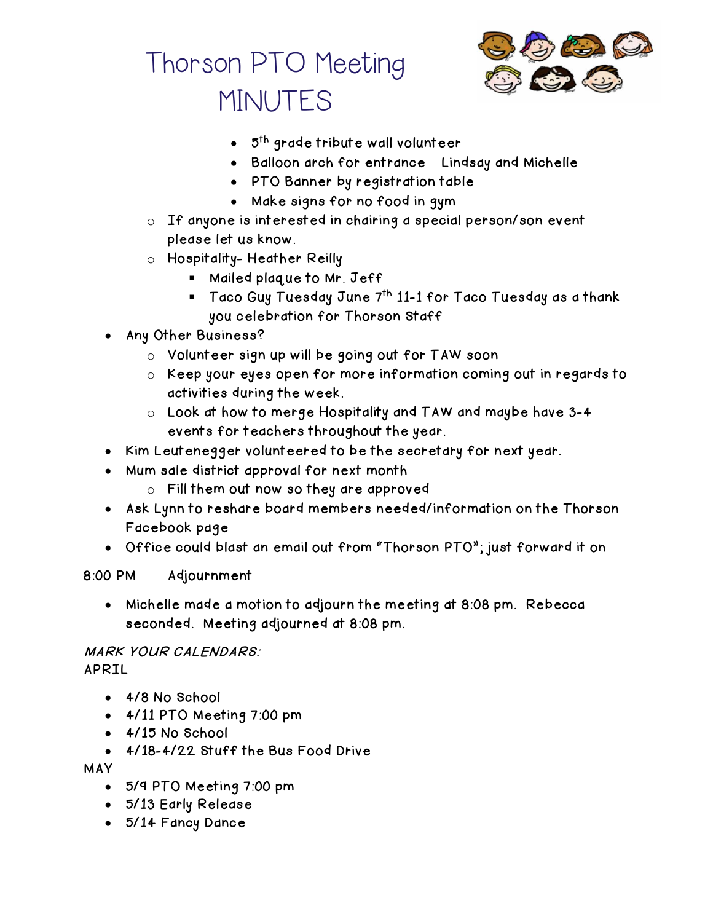# Thorson PTO Meeting MINUTES

        - 5th grade tribute wall volunteer
        - Balloon arch for entrance – Lindsay and Michelle
        - PTO Banner by registration table
        - Make signs for no food in gym
    - If anyone is interested in chairing a special person/son event please let us know.
    - Hospitality- Heather Reilly
        - Mailed plaque to Mr. Jeff
        - Taco Guy Tuesday June 7th 11-1 for Taco Tuesday as a thank you celebration for Thorson Staff
- Any Other Business?
    - Volunteer sign up will be going out for TAW soon
    - Keep your eyes open for more information coming out in regards to activities during the week.
    - Look at how to merge Hospitality and TAW and maybe have 3-4 events for teachers throughout the year.
- Kim Leutenegger volunteered to be the secretary for next year.
- Mum sale district approval for next month
    - Fill them out now so they are approved
- Ask Lynn to reshare board members needed/information on the Thorson Facebook page
- Office could blast an email out from "Thorson PTO"; just forward it on

8:00 PM Adjournment

- Michelle made a motion to adjourn the meeting at 8:08 pm. Rebecca seconded. Meeting adjourned at 8:08 pm.

*MARK YOUR CALENDARS:*

APRIL

- 4/8 No School
- 4/11 PTO Meeting 7:00 pm
- 4/15 No School
- 4/18-4/22 Stuff the Bus Food Drive

MAY

- 5/9 PTO Meeting 7:00 pm
- 5/13 Early Release
- 5/14 Fancy Dance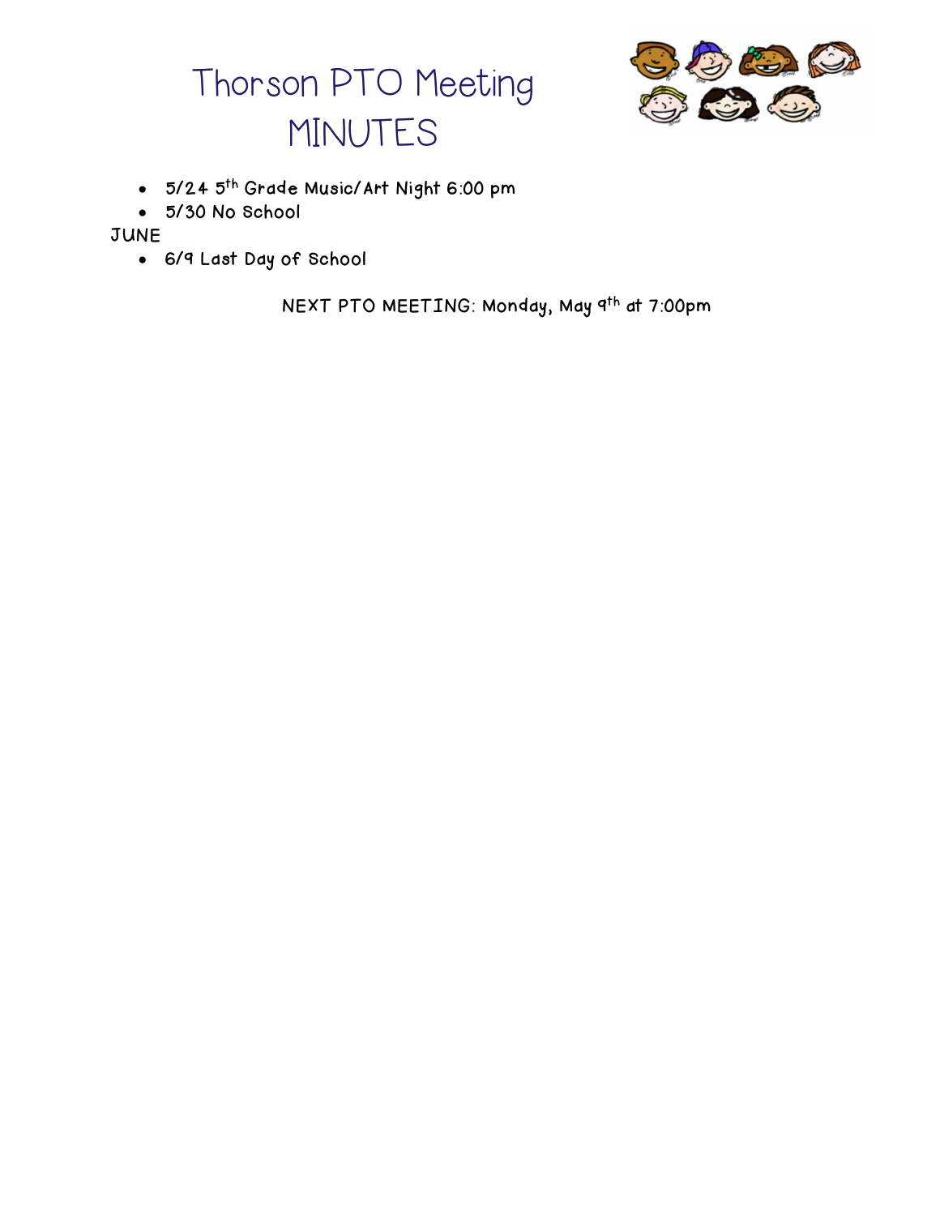# Thorson PTO Meeting MINUTES

- 5/24 5th Grade Music/Art Night 6:00 pm
- 5/30 No School

JUNE

- 6/9 Last Day of School

NEXT PTO MEETING: Monday, May 9th at 7:00pm